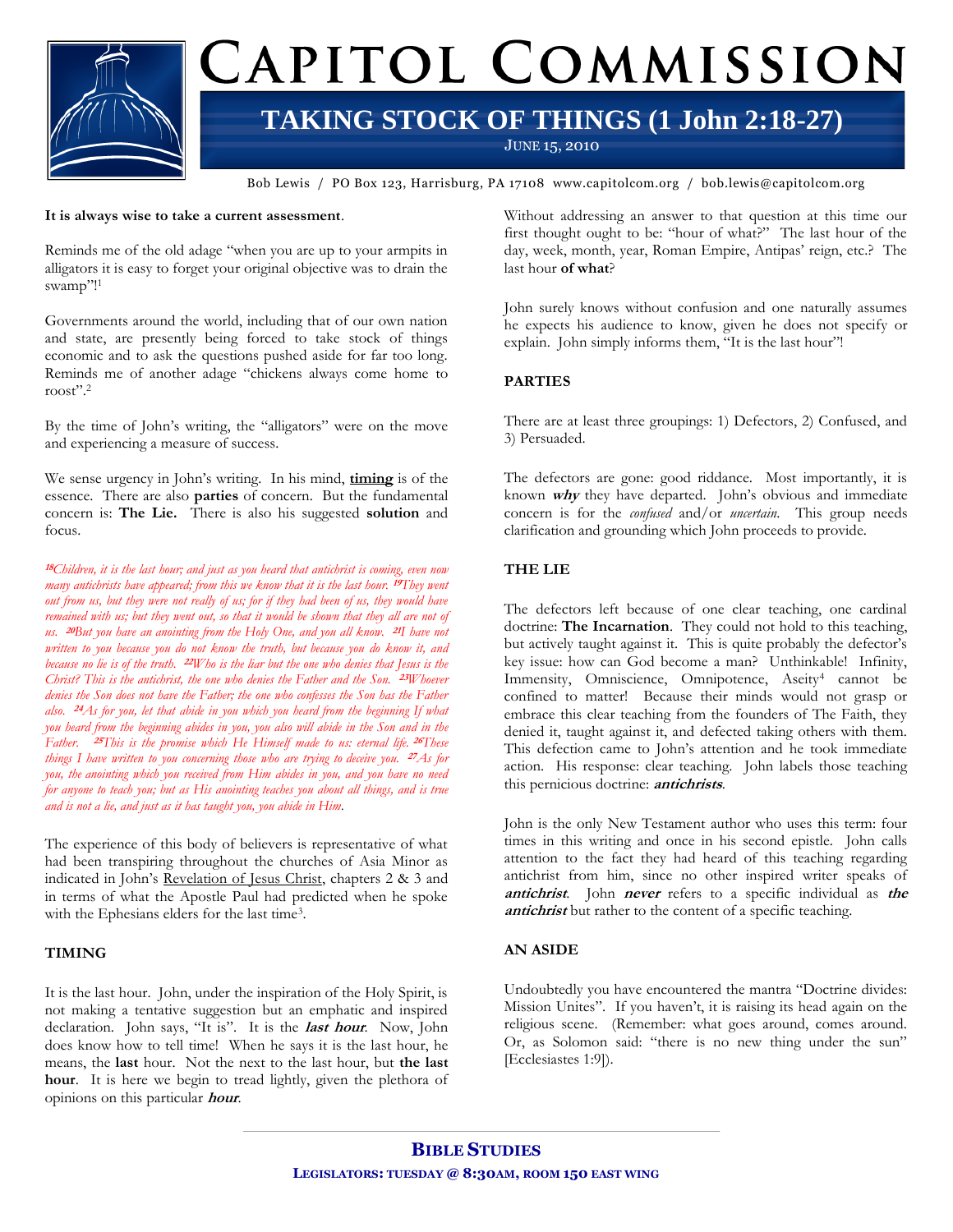# CAPITOL COMMISSION

## TAKING STOCK OF THINGS (1 John 2:18-27)

JUNE 15, 2010

Bob Lewis / PO Box 123, Harrisburg, PA 17108 www.capitolcom.org / bob.lewis@capitolcom.org

**It is always wise to take a current assessment**.

Reminds me of the old adage "when you are up to your armpits in alligators it is easy to forget your original objective was to drain the swamp"![1]

Governments around the world, including that of our own nation and state, are presently being forced to take stock of things economic and to ask the questions pushed aside for far too long. Reminds me of another adage "chickens always come home to roost".[2]

By the time of John's writing, the "alligators" were on the move and experiencing a measure of success.

We sense urgency in John's writing. In his mind, **timing** is of the essence. There are also **parties** of concern. But the fundamental concern is: **The Lie.** There is also his suggested **solution** and focus.

*[18]Children, it is the last hour; and just as you heard that antichrist is coming, even now many antichrists have appeared; from this we know that it is the last hour. [19]They went out from us, but they were not really of us; for if they had been of us, they would have remained with us; but they went out, so that it would be shown that they all are not of us. [20]But you have an anointing from the Holy One, and you all know. [21]I have not written to you because you do not know the truth, but because you do know it, and because no lie is of the truth. [22]Who is the liar but the one who denies that Jesus is the Christ? This is the antichrist, the one who denies the Father and the Son. [23]Whoever denies the Son does not have the Father; the one who confesses the Son has the Father also. [24]As for you, let that abide in you which you heard from the beginning If what you heard from the beginning abides in you, you also will abide in the Son and in the Father. [25]This is the promise which He Himself made to us: eternal life. [26]These things I have written to you concerning those who are trying to deceive you. [27]As for you, the anointing which you received from Him abides in you, and you have no need for anyone to teach you; but as His anointing teaches you about all things, and is true and is not a lie, and just as it has taught you, you abide in Him.*

The experience of this body of believers is representative of what had been transpiring throughout the churches of Asia Minor as indicated in John's Revelation of Jesus Christ, chapters 2 & 3 and in terms of what the Apostle Paul had predicted when he spoke with the Ephesians elders for the last time[3].

### TIMING

It is the last hour. John, under the inspiration of the Holy Spirit, is not making a tentative suggestion but an emphatic and inspired declaration. John says, "It is". It is the ***last hour***. Now, John does know how to tell time! When he says it is the last hour, he means, the **last** hour. Not the next to the last hour, but **the last hour**. It is here we begin to tread lightly, given the plethora of opinions on this particular ***hour***.

Without addressing an answer to that question at this time our first thought ought to be: "hour of what?" The last hour of the day, week, month, year, Roman Empire, Antipas' reign, etc.? The last hour **of what**?

John surely knows without confusion and one naturally assumes he expects his audience to know, given he does not specify or explain. John simply informs them, "It is the last hour"!

### PARTIES

There are at least three groupings: 1) Defectors, 2) Confused, and 3) Persuaded.

The defectors are gone: good riddance. Most importantly, it is known ***why*** they have departed. John's obvious and immediate concern is for the *confused* and/or *uncertain*. This group needs clarification and grounding which John proceeds to provide.

### THE LIE

The defectors left because of one clear teaching, one cardinal doctrine: **The Incarnation**. They could not hold to this teaching, but actively taught against it. This is quite probably the defector's key issue: how can God become a man? Unthinkable! Infinity, Immensity, Omniscience, Omnipotence, Aseity[4] cannot be confined to matter! Because their minds would not grasp or embrace this clear teaching from the founders of The Faith, they denied it, taught against it, and defected taking others with them. This defection came to John's attention and he took immediate action. His response: clear teaching. John labels those teaching this pernicious doctrine: ***antichrists***.

John is the only New Testament author who uses this term: four times in this writing and once in his second epistle. John calls attention to the fact they had heard of this teaching regarding antichrist from him, since no other inspired writer speaks of ***antichrist***. John ***never*** refers to a specific individual as ***the antichrist*** but rather to the content of a specific teaching.

### AN ASIDE

Undoubtedly you have encountered the mantra "Doctrine divides: Mission Unites". If you haven't, it is raising its head again on the religious scene. (Remember: what goes around, comes around. Or, as Solomon said: "there is no new thing under the sun" [Ecclesiastes 1:9]).

**BIBLE STUDIES**

**LEGISLATORS: TUESDAY @ 8:30AM, ROOM 150 EAST WING**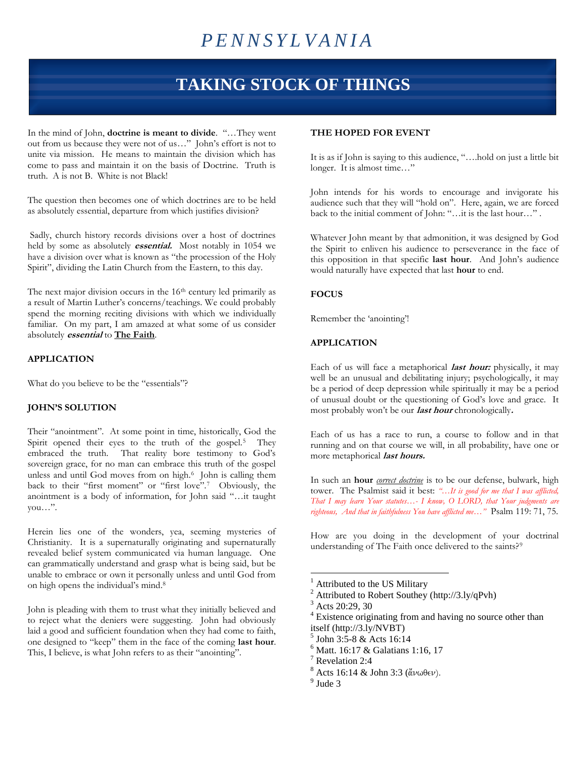# PENNSYLVANIA

## TAKING STOCK OF THINGS

In the mind of John, **doctrine is meant to divide**. "…They went out from us because they were not of us…" John's effort is not to unite via mission. He means to maintain the division which has come to pass and maintain it on the basis of Doctrine. Truth is truth. A is not B. White is not Black!

The question then becomes one of which doctrines are to be held as absolutely essential, departure from which justifies division?

Sadly, church history records divisions over a host of doctrines held by some as absolutely ***essential.*** Most notably in 1054 we have a division over what is known as "the procession of the Holy Spirit", dividing the Latin Church from the Eastern, to this day.

The next major division occurs in the 16th century led primarily as a result of Martin Luther's concerns/teachings. We could probably spend the morning reciting divisions with which we individually familiar. On my part, I am amazed at what some of us consider absolutely ***essential*** to **The Faith**.

**APPLICATION**

What do you believe to be the "essentials"?

**JOHN'S SOLUTION**

Their "anointment". At some point in time, historically, God the Spirit opened their eyes to the truth of the gospel.[5] They embraced the truth. That reality bore testimony to God's sovereign grace, for no man can embrace this truth of the gospel unless and until God moves from on high.[6] John is calling them back to their "first moment" or "first love".[7] Obviously, the anointment is a body of information, for John said "…it taught you…".

Herein lies one of the wonders, yea, seeming mysteries of Christianity. It is a supernaturally originating and supernaturally revealed belief system communicated via human language. One can grammatically understand and grasp what is being said, but be unable to embrace or own it personally unless and until God from on high opens the individual's mind.[8]

John is pleading with them to trust what they initially believed and to reject what the deniers were suggesting. John had obviously laid a good and sufficient foundation when they had come to faith, one designed to "keep" them in the face of the coming **last hour**. This, I believe, is what John refers to as their "anointing".

**THE HOPED FOR EVENT**

It is as if John is saying to this audience, "….hold on just a little bit longer. It is almost time…"

John intends for his words to encourage and invigorate his audience such that they will "hold on". Here, again, we are forced back to the initial comment of John: "…it is the last hour…" .

Whatever John meant by that admonition, it was designed by God the Spirit to enliven his audience to perseverance in the face of this opposition in that specific **last hour**. And John's audience would naturally have expected that last **hour** to end.

**FOCUS**

Remember the 'anointing'!

**APPLICATION**

Each of us will face a metaphorical ***last hour:*** physically, it may well be an unusual and debilitating injury; psychologically, it may be a period of deep depression while spiritually it may be a period of unusual doubt or the questioning of God's love and grace. It most probably won't be our ***last hour*** chronologically.

Each of us has a race to run, a course to follow and in that running and on that course we will, in all probability, have one or more metaphorical ***last hours.***

In such an **hour** *correct doctrine* is to be our defense, bulwark, high tower. The Psalmist said it best: *"…It is good for me that I was afflicted, That I may learn Your statutes…- I know, O LORD, that Your judgments are righteous, And that in faithfulness You have afflicted me…"* Psalm 119: 71, 75.

How are you doing in the development of your doctrinal understanding of The Faith once delivered to the saints?[9]

---

[1] Attributed to the US Military
[2] Attributed to Robert Southey (http://3.ly/qPvh)
[3] Acts 20:29, 30
[4] Existence originating from and having no source other than itself (http://3.ly/NVBT)
[5] John 3:5-8 & Acts 16:14
[6] Matt. 16:17 & Galatians 1:16, 17
[7] Revelation 2:4
[8] Acts 16:14 & John 3:3 (ἄνωθεν).
[9] Jude 3